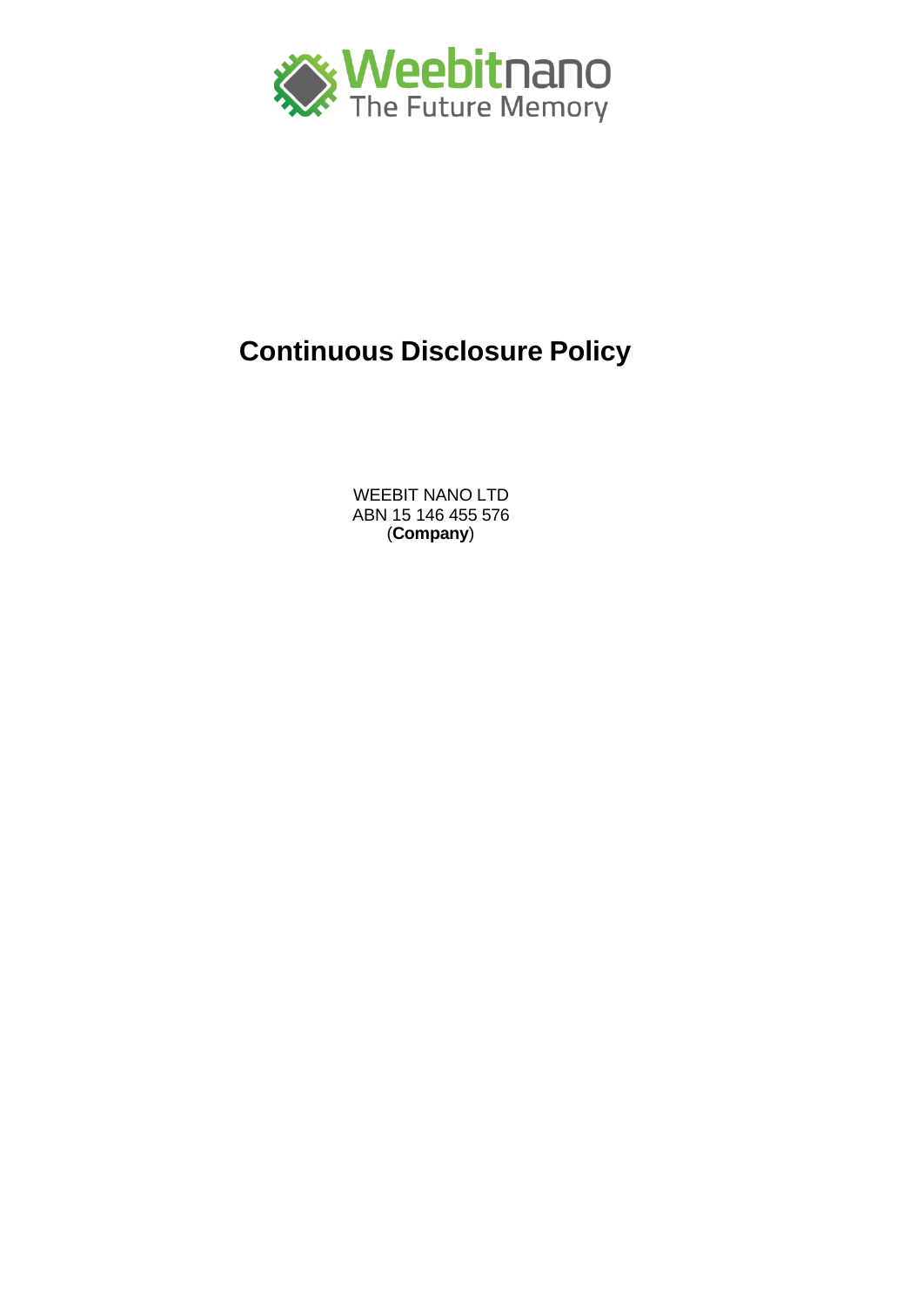# Continuous Disclosure Policy

WEEBIT NANO LTD
ABN 15 146 455 576
(**Company**)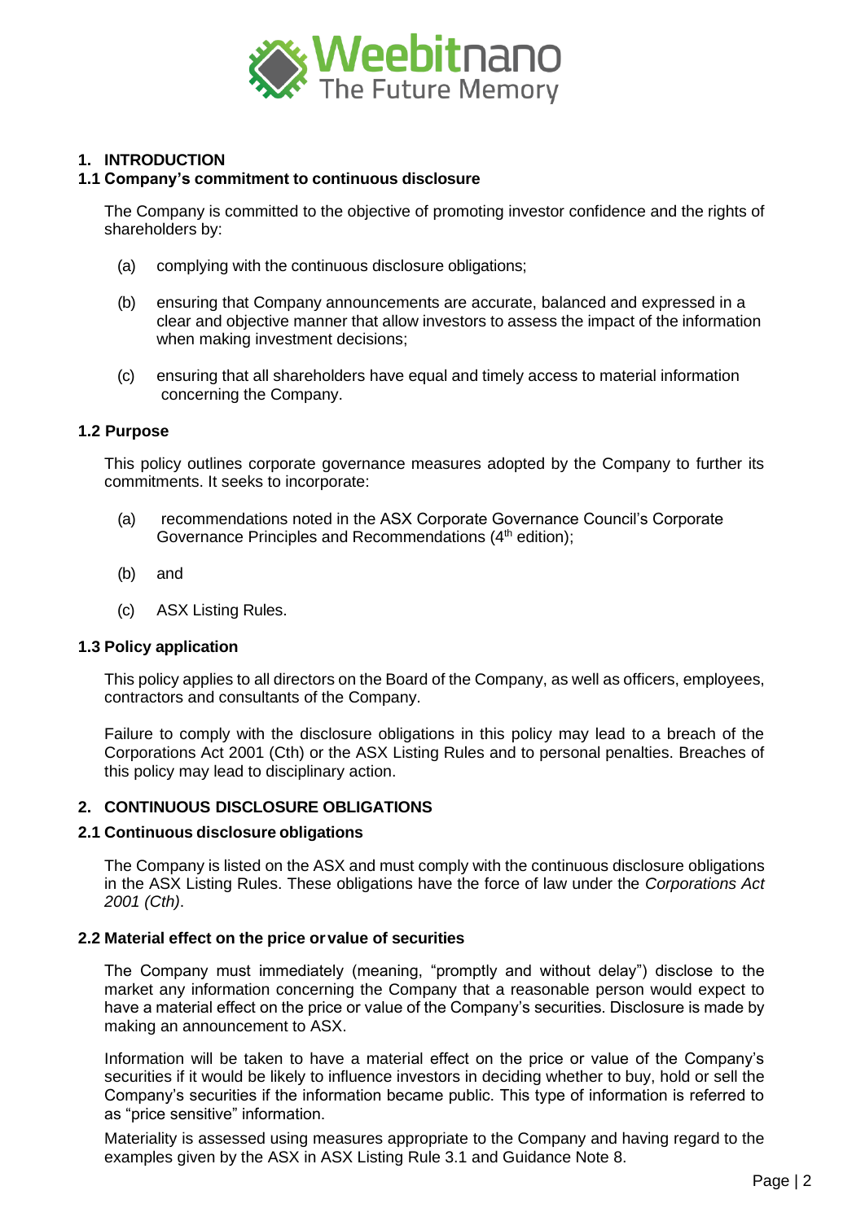# 1. INTRODUCTION

## 1.1 Company's commitment to continuous disclosure

The Company is committed to the objective of promoting investor confidence and the rights of shareholders by:

(a) complying with the continuous disclosure obligations;

(b) ensuring that Company announcements are accurate, balanced and expressed in a clear and objective manner that allow investors to assess the impact of the information when making investment decisions;

(c) ensuring that all shareholders have equal and timely access to material information concerning the Company.

## 1.2 Purpose

This policy outlines corporate governance measures adopted by the Company to further its commitments. It seeks to incorporate:

(a) recommendations noted in the ASX Corporate Governance Council's Corporate Governance Principles and Recommendations (4th edition);

(b) and

(c) ASX Listing Rules.

## 1.3 Policy application

This policy applies to all directors on the Board of the Company, as well as officers, employees, contractors and consultants of the Company.

Failure to comply with the disclosure obligations in this policy may lead to a breach of the Corporations Act 2001 (Cth) or the ASX Listing Rules and to personal penalties. Breaches of this policy may lead to disciplinary action.

# 2. CONTINUOUS DISCLOSURE OBLIGATIONS

## 2.1 Continuous disclosure obligations

The Company is listed on the ASX and must comply with the continuous disclosure obligations in the ASX Listing Rules. These obligations have the force of law under the *Corporations Act 2001 (Cth)*.

## 2.2 Material effect on the price or value of securities

The Company must immediately (meaning, "promptly and without delay") disclose to the market any information concerning the Company that a reasonable person would expect to have a material effect on the price or value of the Company's securities. Disclosure is made by making an announcement to ASX.

Information will be taken to have a material effect on the price or value of the Company's securities if it would be likely to influence investors in deciding whether to buy, hold or sell the Company's securities if the information became public. This type of information is referred to as "price sensitive" information.

Materiality is assessed using measures appropriate to the Company and having regard to the examples given by the ASX in ASX Listing Rule 3.1 and Guidance Note 8.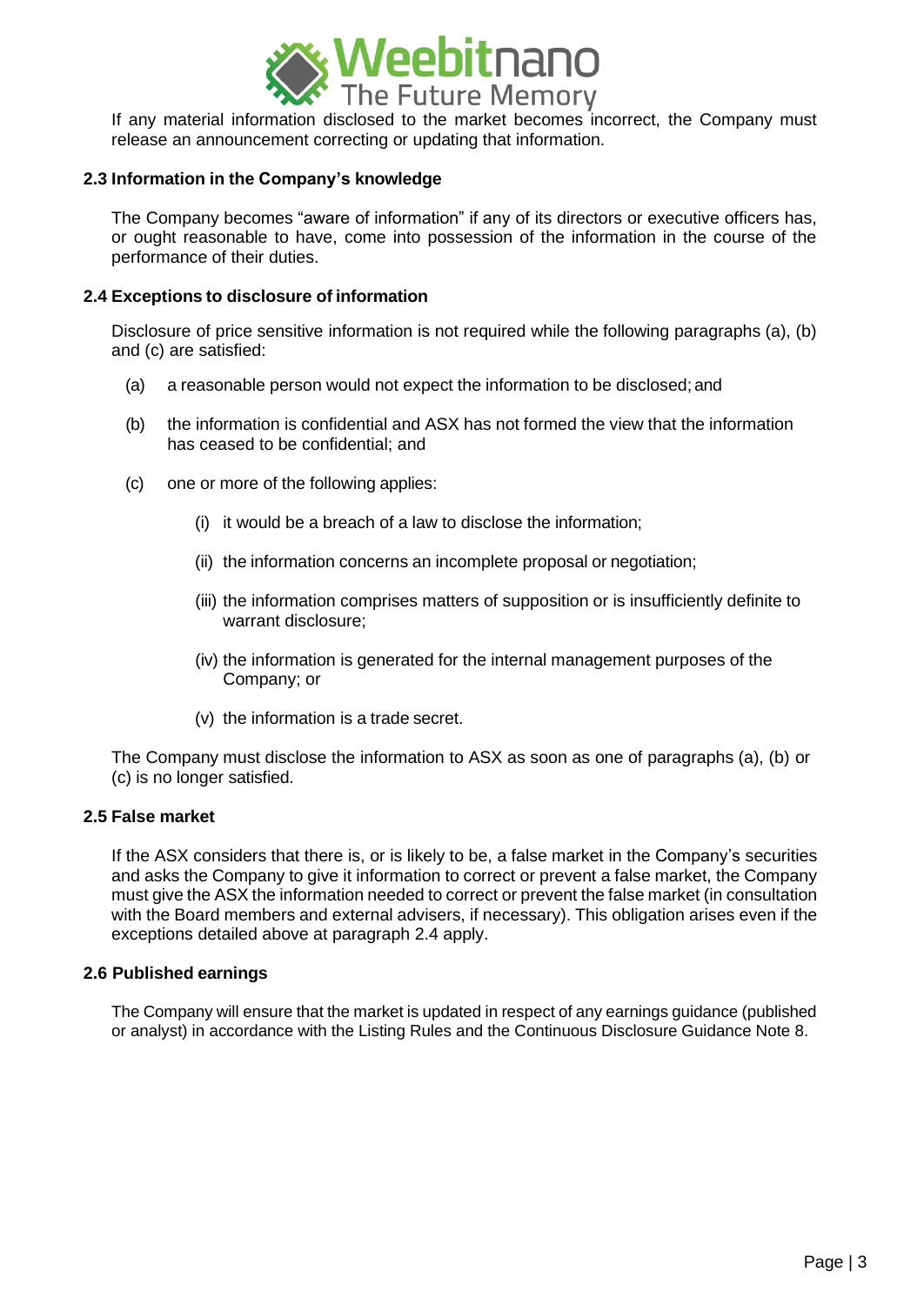If any material information disclosed to the market becomes incorrect, the Company must release an announcement correcting or updating that information.

### 2.3 Information in the Company's knowledge

The Company becomes "aware of information" if any of its directors or executive officers has, or ought reasonable to have, come into possession of the information in the course of the performance of their duties.

### 2.4 Exceptions to disclosure of information

Disclosure of price sensitive information is not required while the following paragraphs (a), (b) and (c) are satisfied:

(a) a reasonable person would not expect the information to be disclosed; and

(b) the information is confidential and ASX has not formed the view that the information has ceased to be confidential; and

(c) one or more of the following applies:

   (i) it would be a breach of a law to disclose the information;

   (ii) the information concerns an incomplete proposal or negotiation;

   (iii) the information comprises matters of supposition or is insufficiently definite to warrant disclosure;

   (iv) the information is generated for the internal management purposes of the Company; or

   (v) the information is a trade secret.

The Company must disclose the information to ASX as soon as one of paragraphs (a), (b) or (c) is no longer satisfied.

### 2.5 False market

If the ASX considers that there is, or is likely to be, a false market in the Company's securities and asks the Company to give it information to correct or prevent a false market, the Company must give the ASX the information needed to correct or prevent the false market (in consultation with the Board members and external advisers, if necessary). This obligation arises even if the exceptions detailed above at paragraph 2.4 apply.

### 2.6 Published earnings

The Company will ensure that the market is updated in respect of any earnings guidance (published or analyst) in accordance with the Listing Rules and the Continuous Disclosure Guidance Note 8.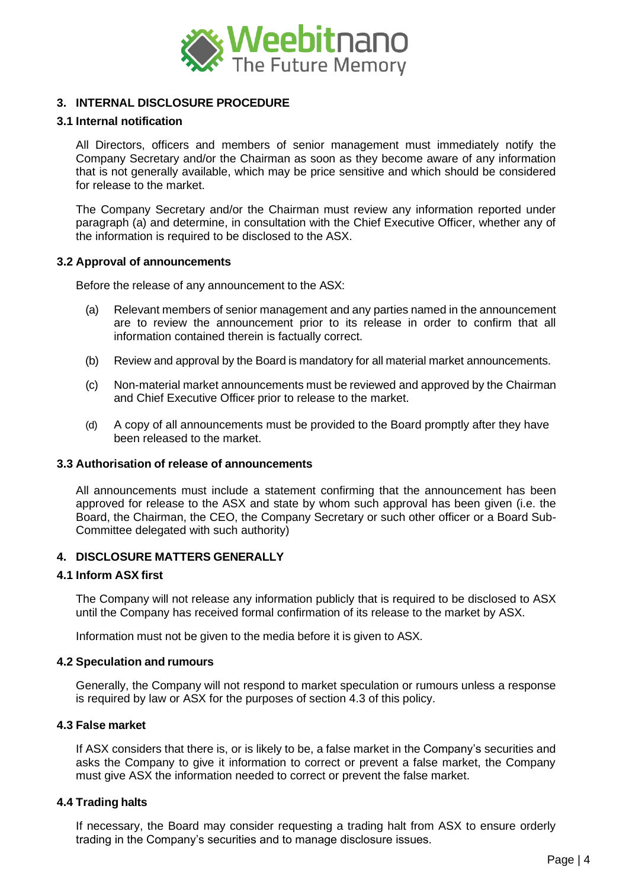## 3. INTERNAL DISCLOSURE PROCEDURE

### 3.1 Internal notification

All Directors, officers and members of senior management must immediately notify the Company Secretary and/or the Chairman as soon as they become aware of any information that is not generally available, which may be price sensitive and which should be considered for release to the market.

The Company Secretary and/or the Chairman must review any information reported under paragraph (a) and determine, in consultation with the Chief Executive Officer, whether any of the information is required to be disclosed to the ASX.

### 3.2 Approval of announcements

Before the release of any announcement to the ASX:

(a) Relevant members of senior management and any parties named in the announcement are to review the announcement prior to its release in order to confirm that all information contained therein is factually correct.

(b) Review and approval by the Board is mandatory for all material market announcements.

(c) Non-material market announcements must be reviewed and approved by the Chairman and Chief Executive Officer prior to release to the market.

(d) A copy of all announcements must be provided to the Board promptly after they have been released to the market.

### 3.3 Authorisation of release of announcements

All announcements must include a statement confirming that the announcement has been approved for release to the ASX and state by whom such approval has been given (i.e. the Board, the Chairman, the CEO, the Company Secretary or such other officer or a Board Sub-Committee delegated with such authority)

## 4. DISCLOSURE MATTERS GENERALLY

### 4.1 Inform ASX first

The Company will not release any information publicly that is required to be disclosed to ASX until the Company has received formal confirmation of its release to the market by ASX.

Information must not be given to the media before it is given to ASX.

### 4.2 Speculation and rumours

Generally, the Company will not respond to market speculation or rumours unless a response is required by law or ASX for the purposes of section 4.3 of this policy.

### 4.3 False market

If ASX considers that there is, or is likely to be, a false market in the Company's securities and asks the Company to give it information to correct or prevent a false market, the Company must give ASX the information needed to correct or prevent the false market.

### 4.4 Trading halts

If necessary, the Board may consider requesting a trading halt from ASX to ensure orderly trading in the Company's securities and to manage disclosure issues.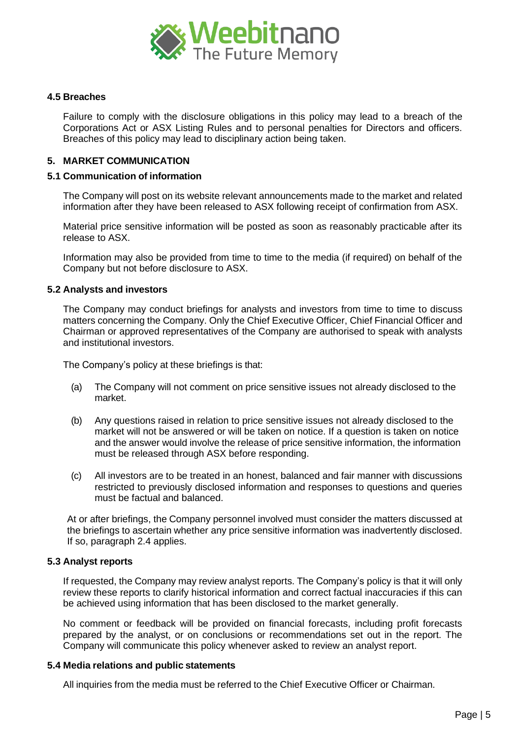#### 4.5 Breaches

Failure to comply with the disclosure obligations in this policy may lead to a breach of the Corporations Act or ASX Listing Rules and to personal penalties for Directors and officers. Breaches of this policy may lead to disciplinary action being taken.

## 5. MARKET COMMUNICATION

#### 5.1 Communication of information

The Company will post on its website relevant announcements made to the market and related information after they have been released to ASX following receipt of confirmation from ASX.

Material price sensitive information will be posted as soon as reasonably practicable after its release to ASX.

Information may also be provided from time to time to the media (if required) on behalf of the Company but not before disclosure to ASX.

#### 5.2 Analysts and investors

The Company may conduct briefings for analysts and investors from time to time to discuss matters concerning the Company. Only the Chief Executive Officer, Chief Financial Officer and Chairman or approved representatives of the Company are authorised to speak with analysts and institutional investors.

The Company's policy at these briefings is that:

(a) The Company will not comment on price sensitive issues not already disclosed to the market.

(b) Any questions raised in relation to price sensitive issues not already disclosed to the market will not be answered or will be taken on notice. If a question is taken on notice and the answer would involve the release of price sensitive information, the information must be released through ASX before responding.

(c) All investors are to be treated in an honest, balanced and fair manner with discussions restricted to previously disclosed information and responses to questions and queries must be factual and balanced.

At or after briefings, the Company personnel involved must consider the matters discussed at the briefings to ascertain whether any price sensitive information was inadvertently disclosed. If so, paragraph 2.4 applies.

#### 5.3 Analyst reports

If requested, the Company may review analyst reports. The Company's policy is that it will only review these reports to clarify historical information and correct factual inaccuracies if this can be achieved using information that has been disclosed to the market generally.

No comment or feedback will be provided on financial forecasts, including profit forecasts prepared by the analyst, or on conclusions or recommendations set out in the report. The Company will communicate this policy whenever asked to review an analyst report.

#### 5.4 Media relations and public statements

All inquiries from the media must be referred to the Chief Executive Officer or Chairman.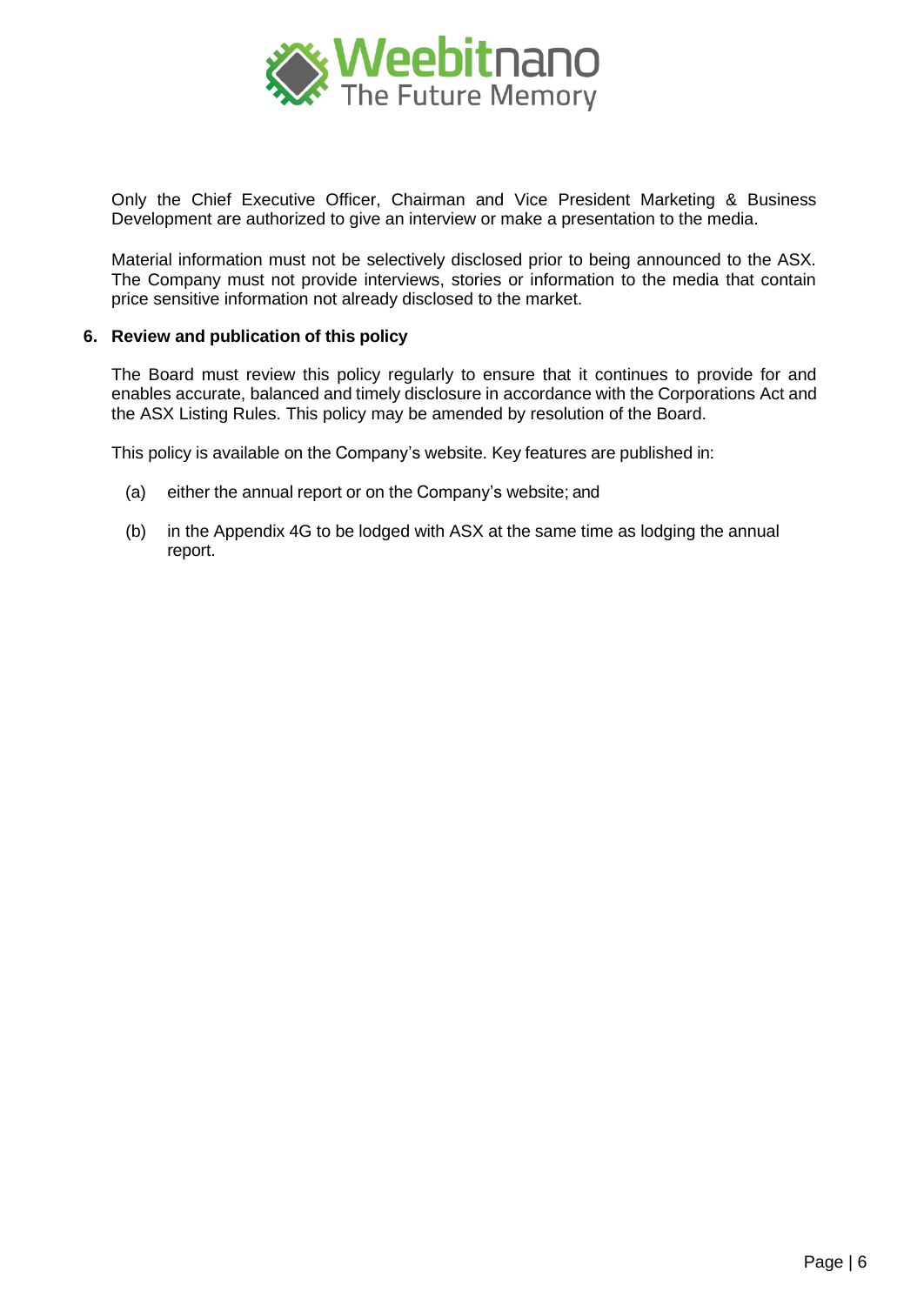Only the Chief Executive Officer, Chairman and Vice President Marketing & Business Development are authorized to give an interview or make a presentation to the media.

Material information must not be selectively disclosed prior to being announced to the ASX. The Company must not provide interviews, stories or information to the media that contain price sensitive information not already disclosed to the market.

## 6. Review and publication of this policy

The Board must review this policy regularly to ensure that it continues to provide for and enables accurate, balanced and timely disclosure in accordance with the Corporations Act and the ASX Listing Rules. This policy may be amended by resolution of the Board.

This policy is available on the Company's website. Key features are published in:

(a) either the annual report or on the Company's website; and

(b) in the Appendix 4G to be lodged with ASX at the same time as lodging the annual report.